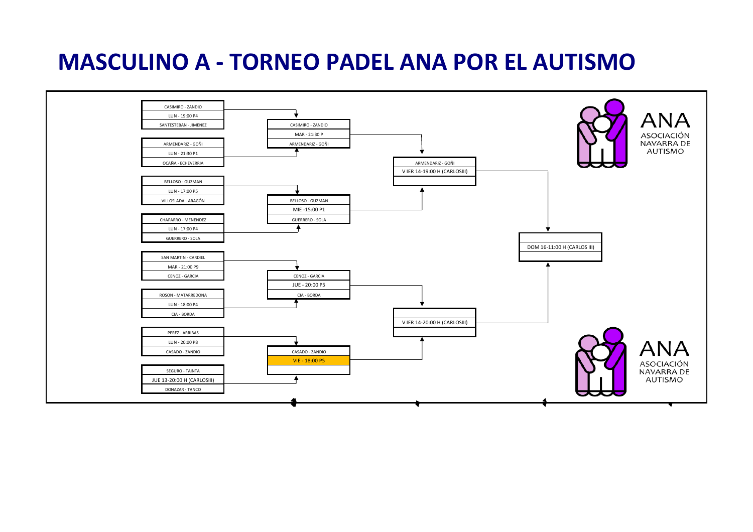# MASCULINO A - TORNEO PADEL ANA POR EL AUTISMO

ANA
ASOCIACIÓN NAVARRA DE AUTISMO

| Primera ronda | Cuartos de final | Semifinales | Final |
|---|---|---|---|
| CASIMIRO - ZANDIO<br>LUN - 19:00 P4<br>SANTESTEBAN - JIMENEZ | CASIMIRO - ZANDIO<br>MAR - 21:30 P<br>ARMENDARIZ - GOÑI | ARMENDARIZ - GOÑI<br>V IER 14-19:00 H (CARLOSIII) | DOM 16-11:00 H (CARLOS III) |
| ARMENDARIZ - GOÑI<br>LUN - 21:30 P1<br>OCAÑA - ECHEVERRIA | | | |
| BELLOSO - GUZMAN<br>LUN - 17:00 P5<br>VILLOSLADA - ARAGÓN | BELLOSO - GUZMAN<br>MIE -15:00 P1<br>GUERRERO - SOLA | | |
| CHAPARRO - MENENDEZ<br>LUN - 17:00 P4<br>GUERRERO - SOLA | | | |
| SAN MARTIN - CARDIEL<br>MAR - 21:00 P9<br>CENOZ - GARCIA | CENOZ - GARCIA<br>JUE - 20:00 P5<br>CIA - BORDA | V IER 14-20:00 H (CARLOSIII) | |
| ROSON - MATARREDONA<br>LUN - 18:00 P4<br>CIA - BORDA | | | |
| PEREZ - ARRIBAS<br>LUN - 20:00 P8<br>CASADO - ZANDIO | CASADO - ZANDIO<br>VIE - 18:00 P5 | | |
| SEGURO - TAINTA<br>JUE 13-20:00 H (CARLOSIII)<br>DONAZAR - TANCO | | | |

ANA
ASOCIACIÓN NAVARRA DE AUTISMO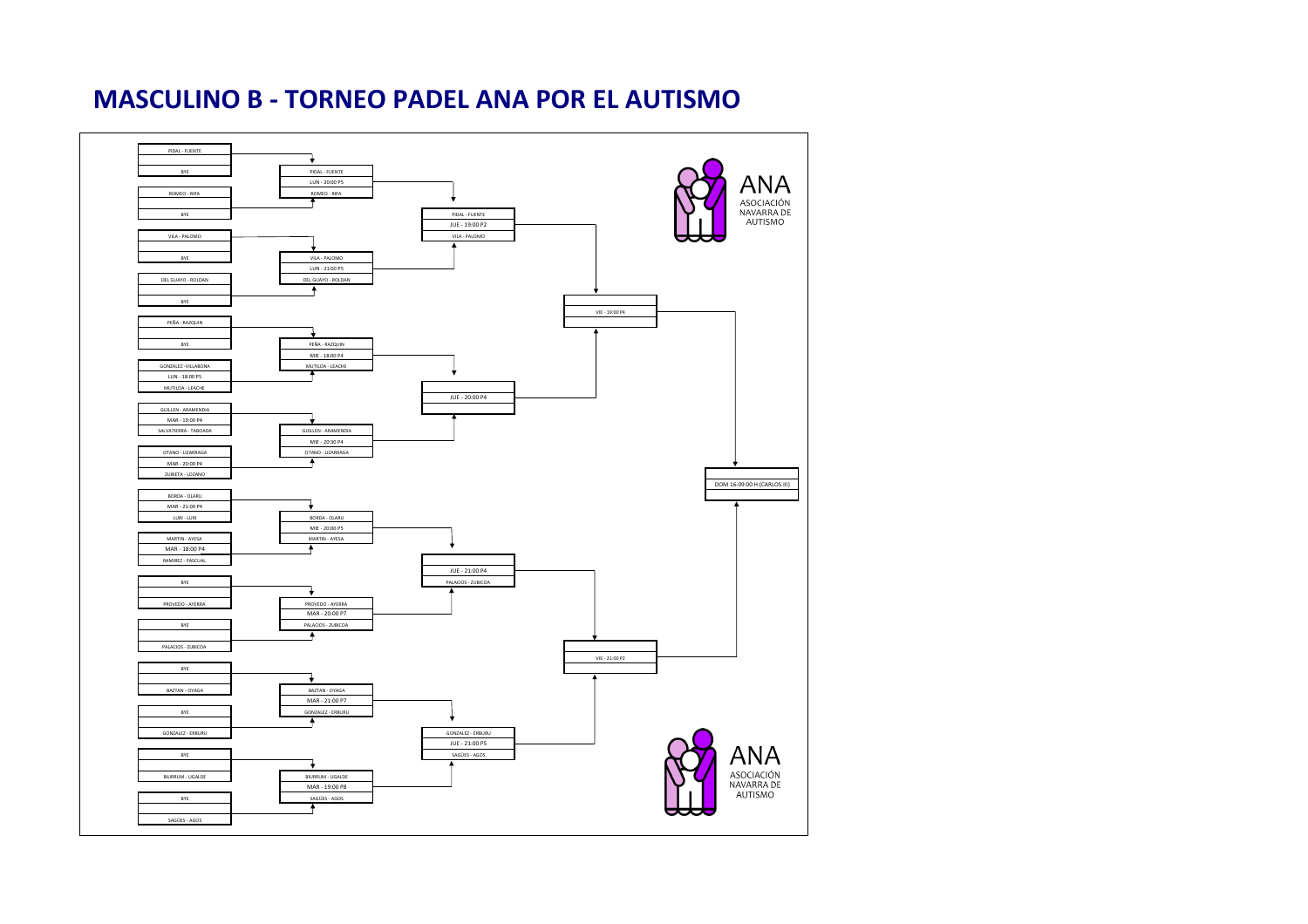# MASCULINO B - TORNEO PADEL ANA POR EL AUTISMO

ANA
ASOCIACIÓN NAVARRA DE AUTISMO

**Primera ronda**

- PIDAL - FUENTE vs BYE
- ROMEO - RIPA vs BYE
- VILA - PALOMO vs BYE
- DEL GUAYO - ROLDAN vs BYE
- PEÑA - RAZQUIN vs BYE
- GONZALEZ - VILLABONA vs MUTILOA - LEACHE — LUN - 18:00 P5
- GUILLEN - ARAMENDIA vs SALVATIERRA - TABOADA — MAR - 19:00 P4
- OTANO - LIZARRAGA vs ZUBIETA - LOZANO — MAR - 20:00 P4
- BORDA - OLARU vs LURI - LURI — MAR - 21:00 P4
- MARTIN - AYESA vs RAMIREZ - PASCUAL — MAR - 18:00 P4
- BYE vs PROVEDO - AYERRA
- BYE vs PALACIOS - ZUBICOA
- BYE vs BAZTAN - OYAGA
- BYE vs GONZALEZ - ERBURU
- BYE vs BIURRUM - UGALDE
- BYE vs SAGÜES - AGOS

**Segunda ronda**

- PIDAL - FUENTE vs ROMEO - RIPA — LUN - 20:00 P5
- VILA - PALOMO vs DEL GUAYO - ROLDAN — LUN - 21:00 P5
- PEÑA - RAZQUIN vs MUTILOA - LEACHE — MIE - 18:00 P4
- GUILLEN - ARAMENDIA vs OTANO - LIZARRAGA — MIE - 20:30 P4
- BORDA - OLARU vs MARTIN - AYESA — MIE - 20:00 P5
- PROVEDO - AYERRA vs PALACIOS - ZUBICOA — MAR - 20:00 P7
- BAZTAN - OYAGA vs GONZALEZ - ERBURU — MAR - 21:00 P7
- BIURRUM - UGALDE vs SAGÜES - AGOS — MAR - 19:00 P8

**Cuartos de final**

- PIDAL - FUENTE vs VILA - PALOMO — JUE - 19:00 P2
- JUE - 20:00 P4
- JUE - 21:00 P4 — PALACIOS - ZUBICOA
- GONZALEZ - ERBURU vs SAGÜES - AGOS — JUE - 21:00 P5

**Semifinales**

- VIE - 19:00 P4
- VIE - 21:00 P2

**Final**

- DOM 16-09:00 H (CARLOS III)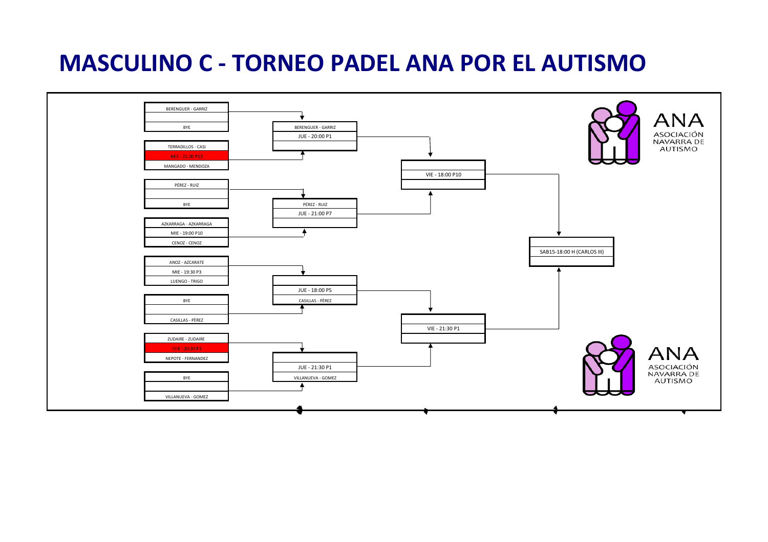# MASCULINO C - TORNEO PADEL ANA POR EL AUTISMO

**Primera ronda**

| Pareja 1 | Horario | Pareja 2 |
| --- | --- | --- |
| BERENGUER - GARRIZ | | BYE |
| TERRADILLOS - CASI | MIE - 21:00 P10 | MANGADO - MENDOZA |
| PÉREZ - RUIZ | | BYE |
| AZKARRAGA - AZKARRAGA | MIE - 19:00 P10 | CENOZ - CENOZ |
| ANOZ - AZCARATE | MIE - 19:30 P3 | LUENGO - TRIGO |
| BYE | | CASILLAS - PÉREZ |
| ZUDAIRE - ZUDAIRE | MIE - 20:30 P3 | NEPOTE - FERNANDEZ |
| BYE | | VILLANUEVA - GOMEZ |

**Segunda ronda**

| Pareja 1 | Horario | Pareja 2 |
| --- | --- | --- |
| BERENGUER - GARRIZ | JUE - 20:00 P1 | |
| PÉREZ - RUIZ | JUE - 21:00 P7 | |
| | JUE - 18:00 P5 | CASILLAS - PÉREZ |
| | JUE - 21:30 P1 | VILLANUEVA - GOMEZ |

**Semifinales**

| Pareja 1 | Horario | Pareja 2 |
| --- | --- | --- |
| | VIE - 18:00 P10 | |
| | VIE - 21:30 P1 | |

**Final**

| Pareja 1 | Horario | Pareja 2 |
| --- | --- | --- |
| | SAB15-18:00 H (CARLOS III) | |

ANA ASOCIACIÓN NAVARRA DE AUTISMO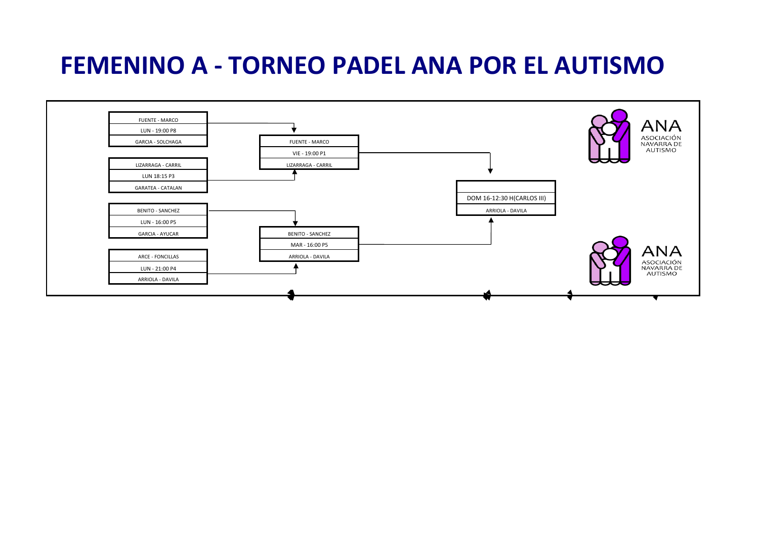# FEMENINO A - TORNEO PADEL ANA POR EL AUTISMO

FUENTE - MARCO
LUN - 19:00 P8
GARCIA - SOLCHAGA

LIZARRAGA - CARRIL
LUN 18:15 P3
GARATEA - CATALAN

BENITO - SANCHEZ
LUN - 16:00 P5
GARCIA - AYUCAR

ARCE - FONCILLAS
LUN - 21:00 P4
ARRIOLA - DAVILA

FUENTE - MARCO
VIE - 19:00 P1
LIZARRAGA - CARRIL

BENITO - SANCHEZ
MAR - 16:00 P5
ARRIOLA - DAVILA

DOM 16-12:30 H(CARLOS III)
ARRIOLA - DAVILA

ANA
ASOCIACIÓN
NAVARRA DE
AUTISMO

ANA
ASOCIACIÓN
NAVARRA DE
AUTISMO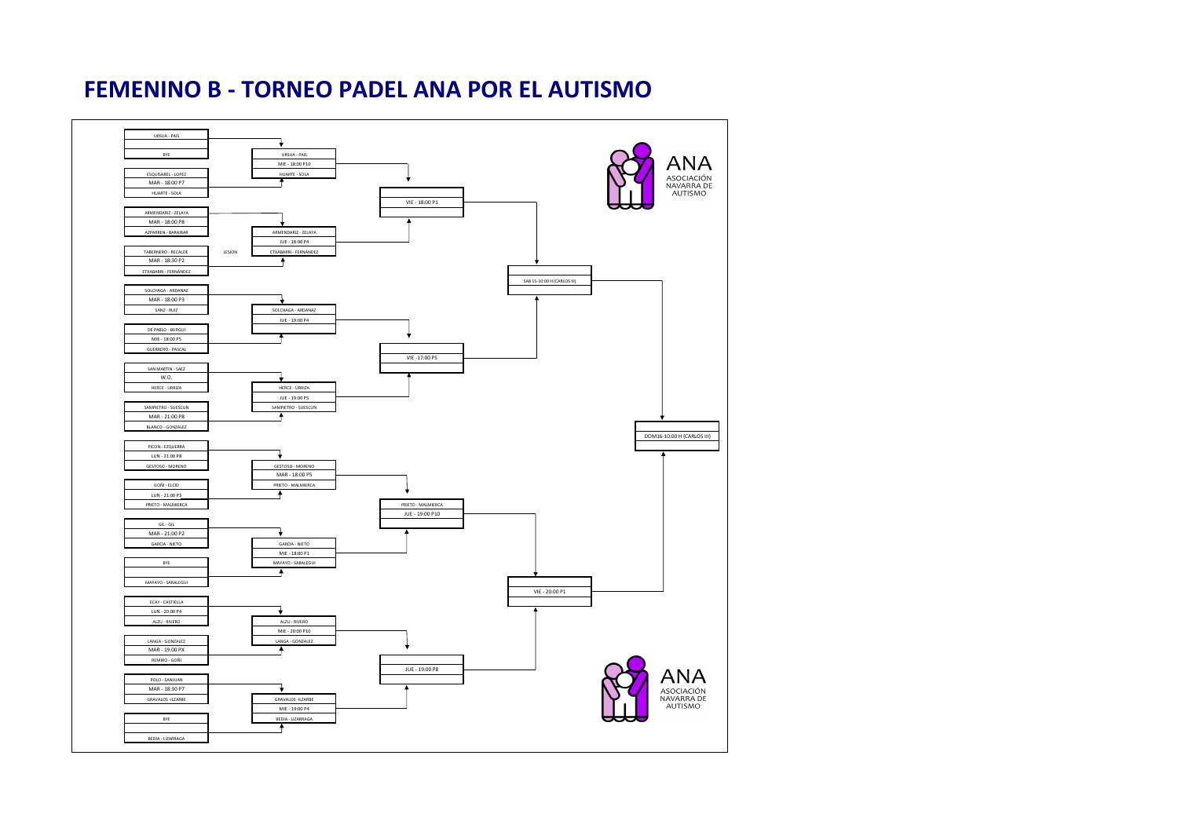# FEMENINO B - TORNEO PADEL ANA POR EL AUTISMO

ANA
ASOCIACIÓN NAVARRA DE AUTISMO

## Primera ronda

| Pareja 1 | Horario | Pareja 2 |
| --- | --- | --- |
| URSUA - PAIS | | BYE |
| ESQUISABEL - LOPEZ | MAR - 18:00 P7 | HUARTE - SOLA |
| ARMENDARIZ - ZELAYA | MAR - 18:00 P8 | AZPARREN - BARAIBAR |
| TABERNERO - RECALDE | MAR - 18:30 P2 | ETXABARRI - FERNÁNDEZ |
| SOLCHAGA - ARDANAZ | MAR - 18:00 P3 | SANZ - RUIZ |
| DE PABLO - BURGUI | MIE - 18:00 P5 | GUERRERO - PASCAL |
| SAN MARTIN - SAEZ | W.O. | HERCE - URRIZA |
| SAMPIETRO - SUESCUN | MAR - 21:00 P8 | BLANCO - GONZALEZ |
| PICON - EZQUERRA | LUN - 21:00 P8 | GESTOSO - MORENO |
| GOÑI - ELCID | LUN - 21:00 P3 | PRIETO - MALMIERCA |
| GIL - GIL | MAR - 21:00 P2 | GARCIA - NIETO |
| BYE | | MAYAYO - SARALEGUI |
| ECAY - CASTIELLA | LUN - 20:00 P4 | ALZU - RIVERO |
| LANGA - GONZALEZ | MAR - 19:00 PX | REMIRO - GOÑI |
| POLO - SANJUAN | MAR - 18:30 P7 | GRAVALOS -ILZARBE |
| BYE | | BEDIA - LIZARRAGA |

## Segunda ronda

| Pareja 1 | Horario | Pareja 2 |
| --- | --- | --- |
| URSUA - PAIS | MIE - 18:00 P10 | HUARTE - SOLA |
| ARMENDARIZ - ZELAYA | JUE - 18:00 P4 | ETXABARRI - FERNÁNDEZ (LESION) |
| SOLCHAGA - ARDANAZ | JUE - 19:00 P4 | |
| HERCE - URRIZA | JUE - 19:00 P5 | SAMPIETRO - SUESCUN |
| GESTOSO - MORENO | MAR - 18:00 P5 | PRIETO - MALMIERCA |
| GARCIA - NIETO | MIE - 18:00 P1 | MAYAYO - SARALEGUI |
| ALZU - RIVERO | MIE - 20:00 P10 | LANGA - GONZALEZ |
| GRAVALOS -ILZARBE | MIE - 19:00 P4 | BEDIA - LIZARRAGA |

## Cuartos de final

| Pareja 1 | Horario | Pareja 2 |
| --- | --- | --- |
| | VIE - 18:00 P1 | |
| | VIE -17:00 P5 | |
| PRIETO - MALMIERCA | JUE - 19:00 P10 | |
| | JUE - 19:00 P8 | |

## Semifinales

| Pareja 1 | Horario | Pareja 2 |
| --- | --- | --- |
| | SAB 15-10:00 H (CARLOS III) | |
| | VIE - 20:00 P1 | |

## Final

| Pareja 1 | Horario | Pareja 2 |
| --- | --- | --- |
| | DOM16-10:00 H (CARLOS III) | |

ANA
ASOCIACIÓN NAVARRA DE AUTISMO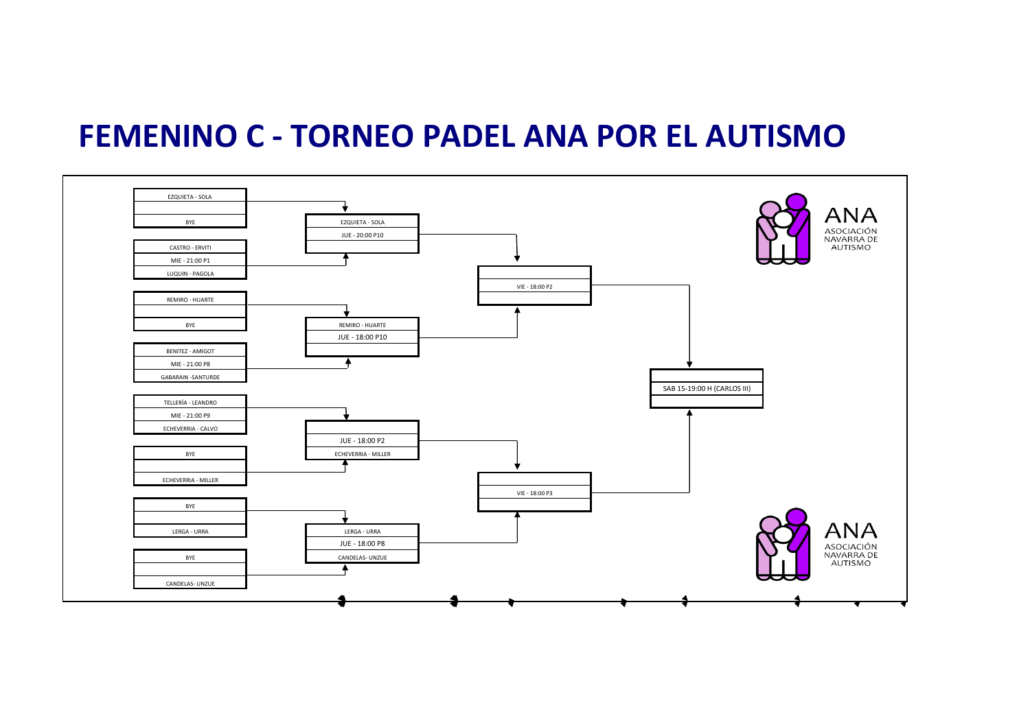# FEMENINO C - TORNEO PADEL ANA POR EL AUTISMO

ANA ASOCIACIÓN NAVARRA DE AUTISMO

**Primera ronda**

| Partido | Pareja 1 | Horario | Pareja 2 |
|---|---|---|---|
| 1 | EZQUIETA - SOLA | | BYE |
| 2 | CASTRO - ERVITI | MIE - 21:00 P1 | LUQUIN - PAGOLA |
| 3 | REMIRO - HUARTE | | BYE |
| 4 | BENITEZ - AMIGOT | MIE - 21:00 P8 | GABARAIN -SANTURDE |
| 5 | TELLERÍA - LEANDRO | MIE - 21:00 P9 | ECHEVERRIA - CALVO |
| 6 | BYE | | ECHEVERRIA - MILLER |
| 7 | BYE | | LERGA - URRA |
| 8 | BYE | | CANDELAS- UNZUE |

**Segunda ronda**

| Partido | Pareja 1 | Horario | Pareja 2 |
|---|---|---|---|
| 1 | EZQUIETA - SOLA | JUE - 20:00 P10 | |
| 2 | REMIRO - HUARTE | JUE - 18:00 P10 | |
| 3 | | JUE - 18:00 P2 | ECHEVERRIA - MILLER |
| 4 | LERGA - URRA | JUE - 18:00 P8 | CANDELAS- UNZUE |

**Semifinales**

| Partido | Pareja 1 | Horario | Pareja 2 |
|---|---|---|---|
| 1 | | VIE - 18:00 P2 | |
| 2 | | VIE - 18:00 P3 | |

**Final**

| Pareja 1 | Horario | Pareja 2 |
|---|---|---|
| | SAB 15-19:00 H (CARLOS III) | |

ANA ASOCIACIÓN NAVARRA DE AUTISMO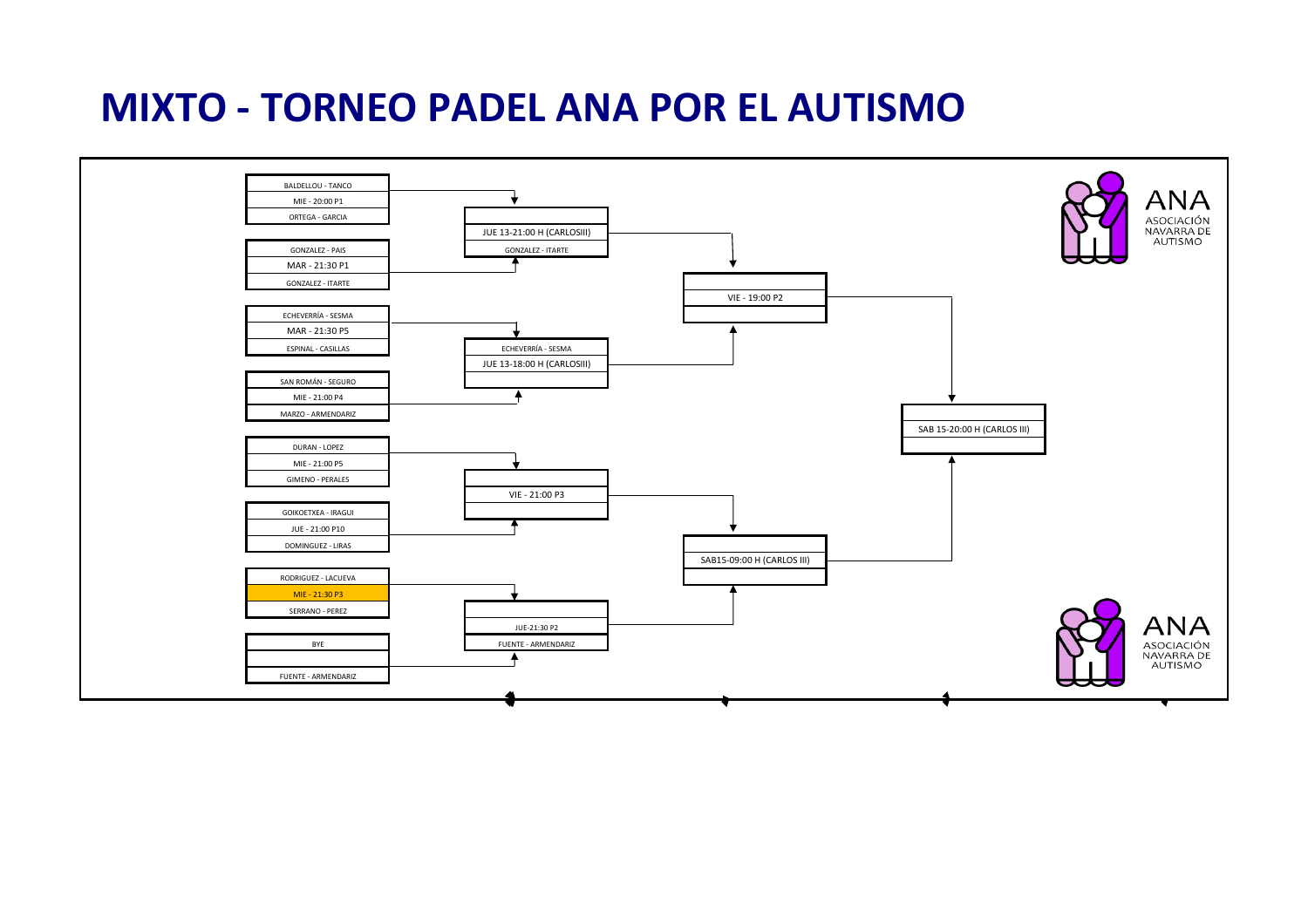# MIXTO - TORNEO PADEL ANA POR EL AUTISMO

**Primera ronda**

| Pareja 1 | Horario | Pareja 2 |
| --- | --- | --- |
| BALDELLOU - TANCO | MIE - 20:00 P1 | ORTEGA - GARCIA |
| GONZALEZ - PAIS | MAR - 21:30 P1 | GONZALEZ - ITARTE |
| ECHEVERRÍA - SESMA | MAR - 21:30 P5 | ESPINAL - CASILLAS |
| SAN ROMÁN - SEGURO | MIE - 21:00 P4 | MARZO - ARMENDARIZ |
| DURAN - LOPEZ | MIE - 21:00 P5 | GIMENO - PERALES |
| GOIKOETXEA - IRAGUI | JUE - 21:00 P10 | DOMINGUEZ - LIRAS |
| RODRIGUEZ - LACUEVA | MIE - 21:30 P3 | SERRANO - PEREZ |
| BYE | | FUENTE - ARMENDARIZ |

**Cuartos de final**

| Pareja 1 | Horario | Pareja 2 |
| --- | --- | --- |
| | JUE 13-21:00 H (CARLOSIII) | GONZALEZ - ITARTE |
| ECHEVERRÍA - SESMA | JUE 13-18:00 H (CARLOSIII) | |
| | VIE - 21:00 P3 | |
| | JUE-21:30 P2 | FUENTE - ARMENDARIZ |

**Semifinales**

| Pareja 1 | Horario | Pareja 2 |
| --- | --- | --- |
| | VIE - 19:00 P2 | |
| | SAB15-09:00 H (CARLOS III) | |

**Final**

| Pareja 1 | Horario | Pareja 2 |
| --- | --- | --- |
| | SAB 15-20:00 H (CARLOS III) | |

ANA
ASOCIACIÓN NAVARRA DE AUTISMO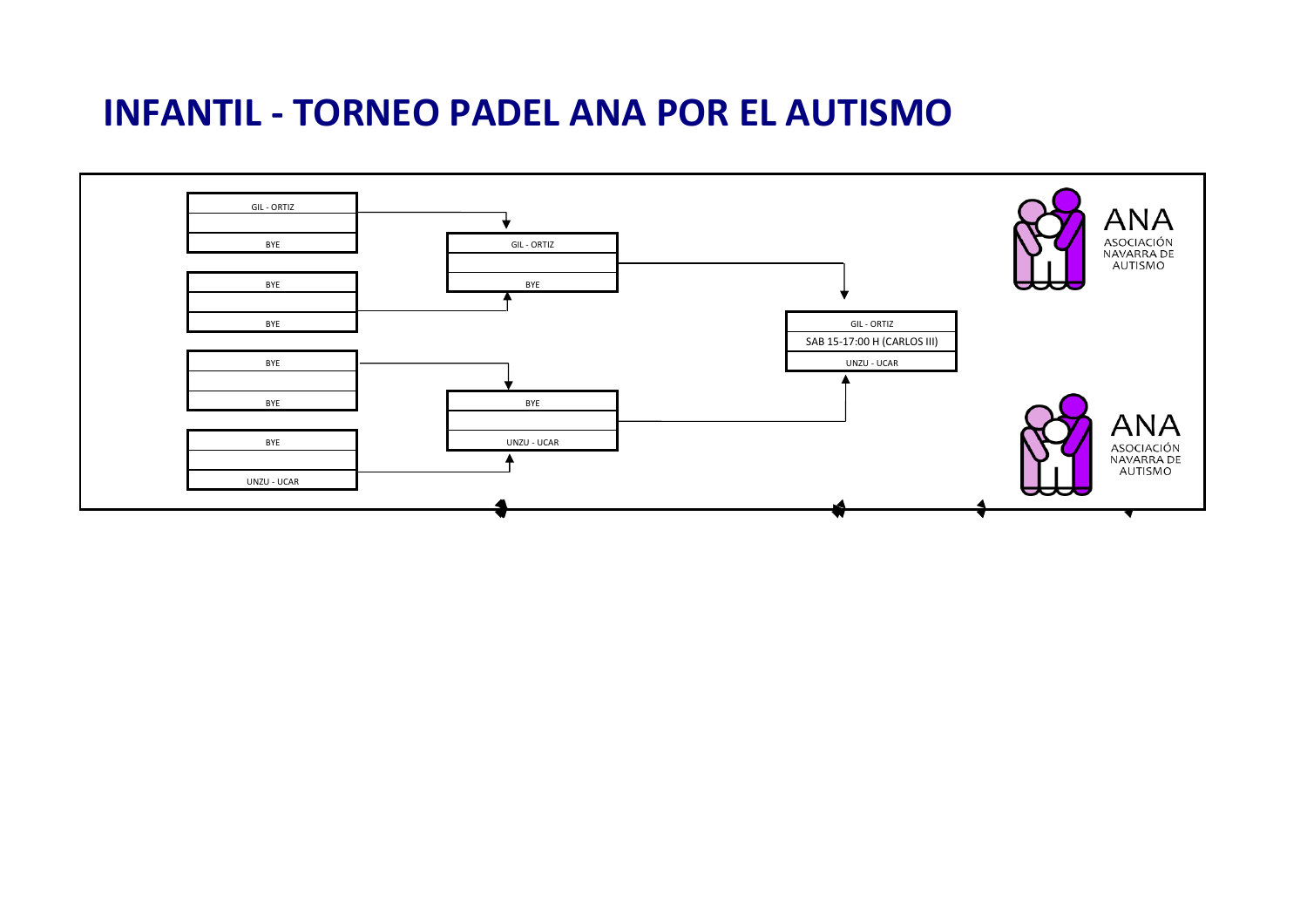# INFANTIL - TORNEO PADEL ANA POR EL AUTISMO

GIL - ORTIZ

BYE

BYE

BYE

BYE

BYE

BYE

UNZU - UCAR

GIL - ORTIZ

BYE

BYE

UNZU - UCAR

GIL - ORTIZ

SAB 15-17:00 H (CARLOS III)

UNZU - UCAR

ANA
ASOCIACIÓN
NAVARRA DE
AUTISMO

ANA
ASOCIACIÓN
NAVARRA DE
AUTISMO